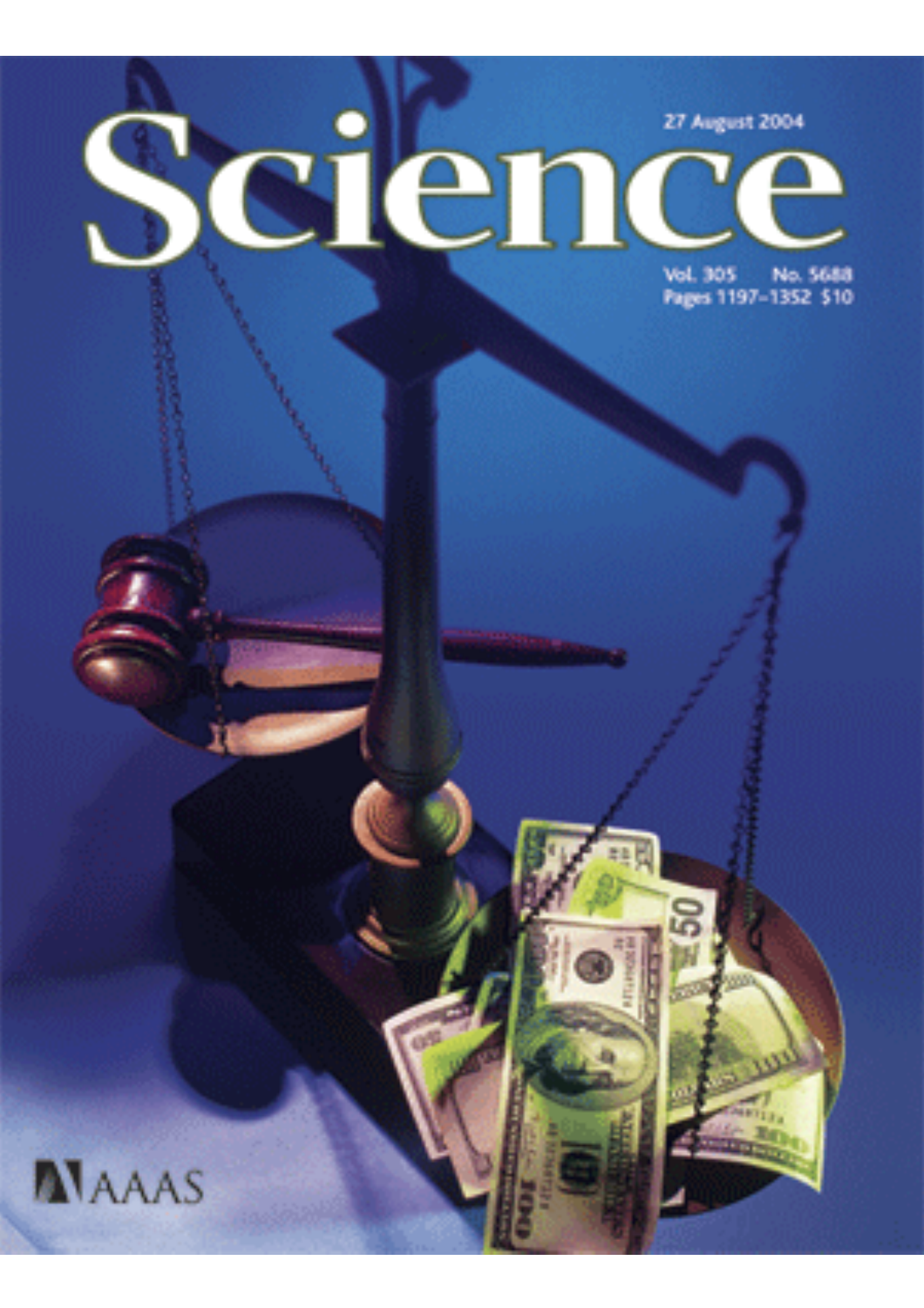# Science

27 August 2004

Vol. 305 No. 5688
Pages 1197–1352 $10

AAAS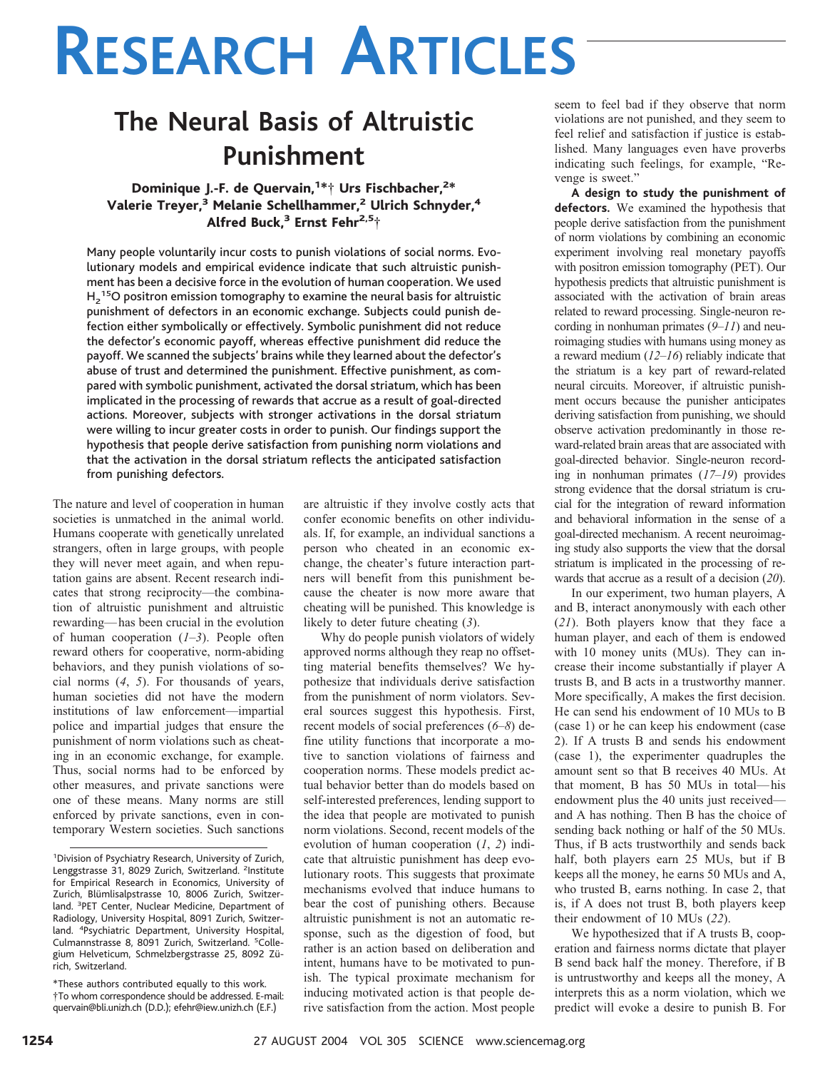# RESEARCH ARTICLES

# The Neural Basis of Altruistic Punishment

**Dominique J.-F. de Quervain,[1*†] Urs Fischbacher,[2*] Valerie Treyer,[3] Melanie Schellhammer,[2] Ulrich Schnyder,[4] Alfred Buck,[3] Ernst Fehr[2,5†]**

**Many people voluntarily incur costs to punish violations of social norms. Evolutionary models and empirical evidence indicate that such altruistic punishment has been a decisive force in the evolution of human cooperation. We used $H_2^{15}O$ positron emission tomography to examine the neural basis for altruistic punishment of defectors in an economic exchange. Subjects could punish defection either symbolically or effectively. Symbolic punishment did not reduce the defector's economic payoff, whereas effective punishment did reduce the payoff. We scanned the subjects' brains while they learned about the defector's abuse of trust and determined the punishment. Effective punishment, as compared with symbolic punishment, activated the dorsal striatum, which has been implicated in the processing of rewards that accrue as a result of goal-directed actions. Moreover, subjects with stronger activations in the dorsal striatum were willing to incur greater costs in order to punish. Our findings support the hypothesis that people derive satisfaction from punishing norm violations and that the activation in the dorsal striatum reflects the anticipated satisfaction from punishing defectors.**

The nature and level of cooperation in human societies is unmatched in the animal world. Humans cooperate with genetically unrelated strangers, often in large groups, with people they will never meet again, and when reputation gains are absent. Recent research indicates that strong reciprocity—the combination of altruistic punishment and altruistic rewarding—has been crucial in the evolution of human cooperation (*1–3*). People often reward others for cooperative, norm-abiding behaviors, and they punish violations of social norms (*4*, *5*). For thousands of years, human societies did not have the modern institutions of law enforcement—impartial police and impartial judges that ensure the punishment of norm violations such as cheating in an economic exchange, for example. Thus, social norms had to be enforced by other measures, and private sanctions were one of these means. Many norms are still enforced by private sanctions, even in contemporary Western societies. Such sanctions are altruistic if they involve costly acts that confer economic benefits on other individuals. If, for example, an individual sanctions a person who cheated in an economic exchange, the cheater's future interaction partners will benefit from this punishment because the cheater is now more aware that cheating will be punished. This knowledge is likely to deter future cheating (*3*).

Why do people punish violators of widely approved norms although they reap no offsetting material benefits themselves? We hypothesize that individuals derive satisfaction from the punishment of norm violators. Several sources suggest this hypothesis. First, recent models of social preferences (*6–8*) define utility functions that incorporate a motive to sanction violations of fairness and cooperation norms. These models predict actual behavior better than do models based on self-interested preferences, lending support to the idea that people are motivated to punish norm violations. Second, recent models of the evolution of human cooperation (*1*, *2*) indicate that altruistic punishment has deep evolutionary roots. This suggests that proximate mechanisms evolved that induce humans to bear the cost of punishing others. Because altruistic punishment is not an automatic response, such as the digestion of food, but rather is an action based on deliberation and intent, humans have to be motivated to punish. The typical proximate mechanism for inducing motivated action is that people derive satisfaction from the action. Most people seem to feel bad if they observe that norm violations are not punished, and they seem to feel relief and satisfaction if justice is established. Many languages even have proverbs indicating such feelings, for example, "Revenge is sweet."

**A design to study the punishment of defectors.** We examined the hypothesis that people derive satisfaction from the punishment of norm violations by combining an economic experiment involving real monetary payoffs with positron emission tomography (PET). Our hypothesis predicts that altruistic punishment is associated with the activation of brain areas related to reward processing. Single-neuron recording in nonhuman primates (*9–11*) and neuroimaging studies with humans using money as a reward medium (*12–16*) reliably indicate that the striatum is a key part of reward-related neural circuits. Moreover, if altruistic punishment occurs because the punisher anticipates deriving satisfaction from punishing, we should observe activation predominantly in those reward-related brain areas that are associated with goal-directed behavior. Single-neuron recording in nonhuman primates (*17–19*) provides strong evidence that the dorsal striatum is crucial for the integration of reward information and behavioral information in the sense of a goal-directed mechanism. A recent neuroimaging study also supports the view that the dorsal striatum is implicated in the processing of rewards that accrue as a result of a decision (*20*).

In our experiment, two human players, A and B, interact anonymously with each other (*21*). Both players know that they face a human player, and each of them is endowed with 10 money units (MUs). They can increase their income substantially if player A trusts B, and B acts in a trustworthy manner. More specifically, A makes the first decision. He can send his endowment of 10 MUs to B (case 1) or he can keep his endowment (case 2). If A trusts B and sends his endowment (case 1), the experimenter quadruples the amount sent so that B receives 40 MUs. At that moment, B has 50 MUs in total—his endowment plus the 40 units just received—and A has nothing. Then B has the choice of sending back nothing or half of the 50 MUs. Thus, if B acts trustworthily and sends back half, both players earn 25 MUs, but if B keeps all the money, he earns 50 MUs and A, who trusted B, earns nothing. In case 2, that is, if A does not trust B, both players keep their endowment of 10 MUs (*22*).

We hypothesized that if A trusts B, cooperation and fairness norms dictate that player B send back half the money. Therefore, if B is untrustworthy and keeps all the money, A interprets this as a norm violation, which we predict will evoke a desire to punish B. For

---

[1]Division of Psychiatry Research, University of Zurich, Lenggstrasse 31, 8029 Zurich, Switzerland. [2]Institute for Empirical Research in Economics, University of Zurich, Blümlisalpstrasse 10, 8006 Zurich, Switzerland. [3]PET Center, Nuclear Medicine, Department of Radiology, University Hospital, 8091 Zurich, Switzerland. [4]Psychiatric Department, University Hospital, Culmannstrasse 8, 8091 Zurich, Switzerland. [5]Collegium Helveticum, Schmelzbergstrasse 25, 8092 Zürich, Switzerland.

*These authors contributed equally to this work.
†To whom correspondence should be addressed. E-mail: quervain@bli.unizh.ch (D.D.); efehr@iew.unizh.ch (E.F.)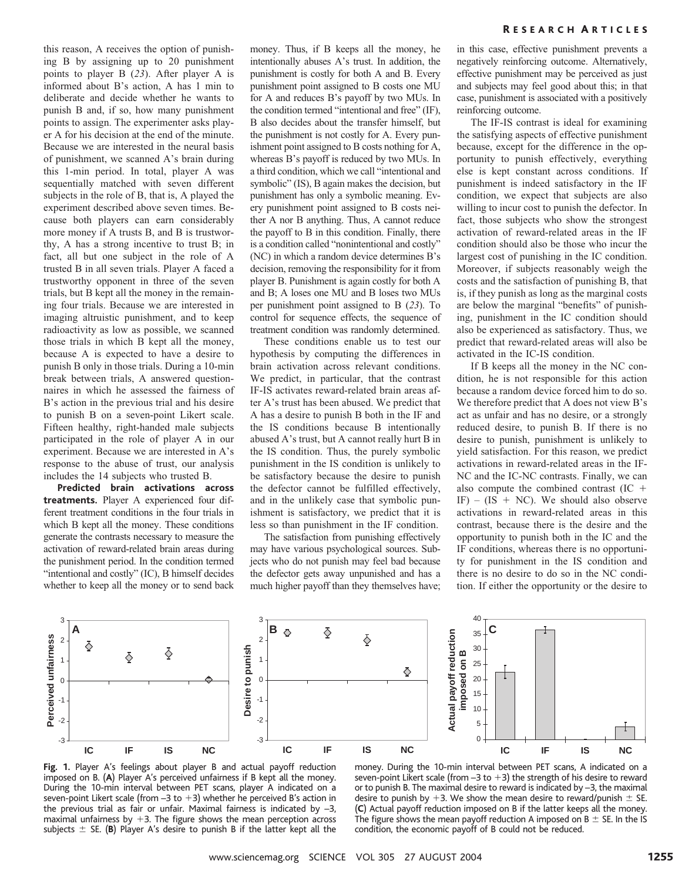this reason, A receives the option of punishing B by assigning up to 20 punishment points to player B (*23*). After player A is informed about B's action, A has 1 min to deliberate and decide whether he wants to punish B and, if so, how many punishment points to assign. The experimenter asks player A for his decision at the end of the minute. Because we are interested in the neural basis of punishment, we scanned A's brain during this 1-min period. In total, player A was sequentially matched with seven different subjects in the role of B, that is, A played the experiment described above seven times. Because both players can earn considerably more money if A trusts B, and B is trustworthy, A has a strong incentive to trust B; in fact, all but one subject in the role of A trusted B in all seven trials. Player A faced a trustworthy opponent in three of the seven trials, but B kept all the money in the remaining four trials. Because we are interested in imaging altruistic punishment, and to keep radioactivity as low as possible, we scanned those trials in which B kept all the money, because A is expected to have a desire to punish B only in those trials. During a 10-min break between trials, A answered questionnaires in which he assessed the fairness of B's action in the previous trial and his desire to punish B on a seven-point Likert scale. Fifteen healthy, right-handed male subjects participated in the role of player A in our experiment. Because we are interested in A's response to the abuse of trust, our analysis includes the 14 subjects who trusted B.

**Predicted brain activations across treatments.** Player A experienced four different treatment conditions in the four trials in which B kept all the money. These conditions generate the contrasts necessary to measure the activation of reward-related brain areas during the punishment period. In the condition termed "intentional and costly" (IC), B himself decides whether to keep all the money or to send back money. Thus, if B keeps all the money, he intentionally abuses A's trust. In addition, the punishment is costly for both A and B. Every punishment point assigned to B costs one MU for A and reduces B's payoff by two MUs. In the condition termed "intentional and free" (IF), B also decides about the transfer himself, but the punishment is not costly for A. Every punishment point assigned to B costs nothing for A, whereas B's payoff is reduced by two MUs. In a third condition, which we call "intentional and symbolic" (IS), B again makes the decision, but punishment has only a symbolic meaning. Every punishment point assigned to B costs neither A nor B anything. Thus, A cannot reduce the payoff to B in this condition. Finally, there is a condition called "nonintentional and costly" (NC) in which a random device determines B's decision, removing the responsibility for it from player B. Punishment is again costly for both A and B; A loses one MU and B loses two MUs per punishment point assigned to B (*23*). To control for sequence effects, the sequence of treatment condition was randomly determined.

These conditions enable us to test our hypothesis by computing the differences in brain activation across relevant conditions. We predict, in particular, that the contrast IF-IS activates reward-related brain areas after A's trust has been abused. We predict that A has a desire to punish B both in the IF and the IS conditions because B intentionally abused A's trust, but A cannot really hurt B in the IS condition. Thus, the purely symbolic punishment in the IS condition is unlikely to be satisfactory because the desire to punish the defector cannot be fulfilled effectively, and in the unlikely case that symbolic punishment is satisfactory, we predict that it is less so than punishment in the IF condition.

The satisfaction from punishing effectively may have various psychological sources. Subjects who do not punish may feel bad because the defector gets away unpunished and has a much higher payoff than they themselves have; in this case, effective punishment prevents a negatively reinforcing outcome. Alternatively, effective punishment may be perceived as just and subjects may feel good about this; in that case, punishment is associated with a positively reinforcing outcome.

The IF-IS contrast is ideal for examining the satisfying aspects of effective punishment because, except for the difference in the opportunity to punish effectively, everything else is kept constant across conditions. If punishment is indeed satisfactory in the IF condition, we expect that subjects are also willing to incur cost to punish the defector. In fact, those subjects who show the strongest activation of reward-related areas in the IF condition should also be those who incur the largest cost of punishing in the IC condition. Moreover, if subjects reasonably weigh the costs and the satisfaction of punishing B, that is, if they punish as long as the marginal costs are below the marginal "benefits" of punishing, punishment in the IC condition should also be experienced as satisfactory. Thus, we predict that reward-related areas will also be activated in the IC-IS condition.

If B keeps all the money in the NC condition, he is not responsible for this action because a random device forced him to do so. We therefore predict that A does not view B's act as unfair and has no desire, or a strongly reduced desire, to punish B. If there is no desire to punish, punishment is unlikely to yield satisfaction. For this reason, we predict activations in reward-related areas in the IF-NC and the IC-NC contrasts. Finally, we can also compute the combined contrast (IC + IF) – (IS + NC). We should also observe activations in reward-related areas in this contrast, because there is the desire and the opportunity to punish both in the IC and the IF conditions, whereas there is no opportunity for punishment in the IS condition and there is no desire to do so in the NC condition. If either the opportunity or the desire to

**Fig. 1.** Player A's feelings about player B and actual payoff reduction imposed on B. (**A**) Player A's perceived unfairness if B kept all the money. During the 10-min interval between PET scans, player A indicated on a seven-point Likert scale (from –3 to +3) whether he perceived B's action in the previous trial as fair or unfair. Maximal fairness is indicated by –3, maximal unfairness by +3. The figure shows the mean perception across subjects ± SE. (**B**) Player A's desire to punish B if the latter kept all the money. During the 10-min interval between PET scans, A indicated on a seven-point Likert scale (from –3 to +3) the strength of his desire to reward or to punish B. The maximal desire to reward is indicated by –3, the maximal desire to punish by +3. We show the mean desire to reward/punish ± SE. (**C**) Actual payoff reduction imposed on B if the latter keeps all the money. The figure shows the mean payoff reduction A imposed on B ± SE. In the IS condition, the economic payoff of B could not be reduced.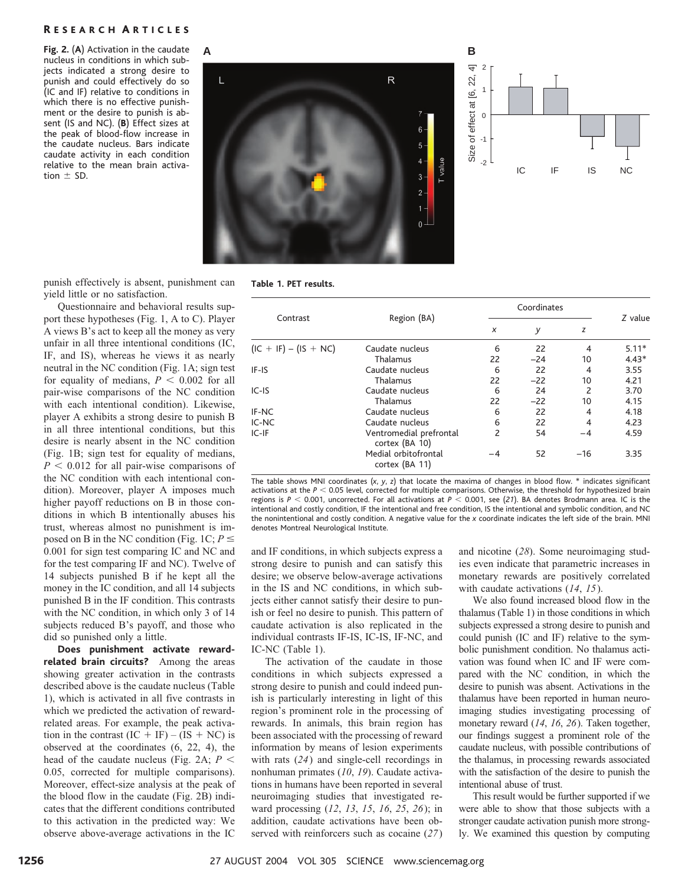**Fig. 2.** (**A**) Activation in the caudate nucleus in conditions in which subjects indicated a strong desire to punish and could effectively do so (IC and IF) relative to conditions in which there is no effective punishment or the desire to punish is absent (IS and NC). (**B**) Effect sizes at the peak of blood-flow increase in the caudate nucleus. Bars indicate caudate activity in each condition relative to the mean brain activation ± SD.

punish effectively is absent, punishment can yield little or no satisfaction.

Questionnaire and behavioral results support these hypotheses (Fig. 1, A to C). Player A views B's act to keep all the money as very unfair in all three intentional conditions (IC, IF, and IS), whereas he views it as nearly neutral in the NC condition (Fig. 1A; sign test for equality of medians, $P < 0.002$ for all pair-wise comparisons of the NC condition with each intentional condition). Likewise, player A exhibits a strong desire to punish B in all three intentional conditions, but this desire is nearly absent in the NC condition (Fig. 1B; sign test for equality of medians, $P < 0.012$ for all pair-wise comparisons of the NC condition with each intentional condition). Moreover, player A imposes much higher payoff reductions on B in those conditions in which B intentionally abuses his trust, whereas almost no punishment is imposed on B in the NC condition (Fig. 1C; $P \leq 0.001$ for sign test comparing IC and NC and for the test comparing IF and NC). Twelve of 14 subjects punished B if he kept all the money in the IC condition, and all 14 subjects punished B in the IF condition. This contrasts with the NC condition, in which only 3 of 14 subjects reduced B's payoff, and those who did so punished only a little.

**Does punishment activate reward-related brain circuits?** Among the areas showing greater activation in the contrasts described above is the caudate nucleus (Table 1), which is activated in all five contrasts in which we predicted the activation of reward-related areas. For example, the peak activation in the contrast (IC + IF) – (IS + NC) is observed at the coordinates (6, 22, 4), the head of the caudate nucleus (Fig. 2A; $P < 0.05$, corrected for multiple comparisons). Moreover, effect-size analysis at the peak of the blood flow in the caudate (Fig. 2B) indicates that the different conditions contributed to this activation in the predicted way: We observe above-average activations in the IC and IF conditions, in which subjects express a strong desire to punish and can satisfy this desire; we observe below-average activations in the IS and NC conditions, in which subjects either cannot satisfy their desire to punish or feel no desire to punish. This pattern of caudate activation is also replicated in the individual contrasts IF-IS, IC-IS, IF-NC, and IC-NC (Table 1).

**Table 1. PET results.**

| Contrast | Region (BA) | Coordinates | | | Z value |
|---|---|---|---|---|---|
| | | x | y | z | |
| (IC + IF) – (IS + NC) | Caudate nucleus | 6 | 22 | 4 | 5.11* |
| | Thalamus | 22 | –24 | 10 | 4.43* |
| IF-IS | Caudate nucleus | 6 | 22 | 4 | 3.55 |
| | Thalamus | 22 | –22 | 10 | 4.21 |
| IC-IS | Caudate nucleus | 6 | 24 | 2 | 3.70 |
| | Thalamus | 22 | –22 | 10 | 4.15 |
| IF-NC | Caudate nucleus | 6 | 22 | 4 | 4.18 |
| IC-NC | Caudate nucleus | 6 | 22 | 4 | 4.23 |
| IC-IF | Ventromedial prefrontal cortex (BA 10) | 2 | 54 | –4 | 4.59 |
| | Medial orbitofrontal cortex (BA 11) | –4 | 52 | –16 | 3.35 |

The table shows MNI coordinates ($x$, $y$, $z$) that locate the maxima of changes in blood flow. * indicates significant activations at the $P < 0.05$ level, corrected for multiple comparisons. Otherwise, the threshold for hypothesized brain regions is $P < 0.001$, uncorrected. For all activations at $P < 0.001$, see (21). BA denotes Brodmann area. IC is the intentional and costly condition, IF the intentional and free condition, IS the intentional and symbolic condition, and NC the nonintentional and costly condition. A negative value for the $x$ coordinate indicates the left side of the brain. MNI denotes Montreal Neurological Institute.

The activation of the caudate in those conditions in which subjects expressed a strong desire to punish and could indeed punish is particularly interesting in light of this region's prominent role in the processing of rewards. In animals, this brain region has been associated with the processing of reward information by means of lesion experiments with rats (*24*) and single-cell recordings in nonhuman primates (*10*, *19*). Caudate activations in humans have been reported in several neuroimaging studies that investigated reward processing (*12*, *13*, *15*, *16*, *25*, *26*); in addition, caudate activations have been observed with reinforcers such as cocaine (*27*) and nicotine (*28*). Some neuroimaging studies even indicate that parametric increases in monetary rewards are positively correlated with caudate activations (*14*, *15*).

We also found increased blood flow in the thalamus (Table 1) in those conditions in which subjects expressed a strong desire to punish and could punish (IC and IF) relative to the symbolic punishment condition. No thalamus activation was found when IC and IF were compared with the NC condition, in which the desire to punish was absent. Activations in the thalamus have been reported in human neuroimaging studies investigating processing of monetary reward (*14*, *16*, *26*). Taken together, our findings suggest a prominent role of the caudate nucleus, with possible contributions of the thalamus, in processing rewards associated with the satisfaction of the desire to punish the intentional abuse of trust.

This result would be further supported if we were able to show that those subjects with a stronger caudate activation punish more strongly. We examined this question by computing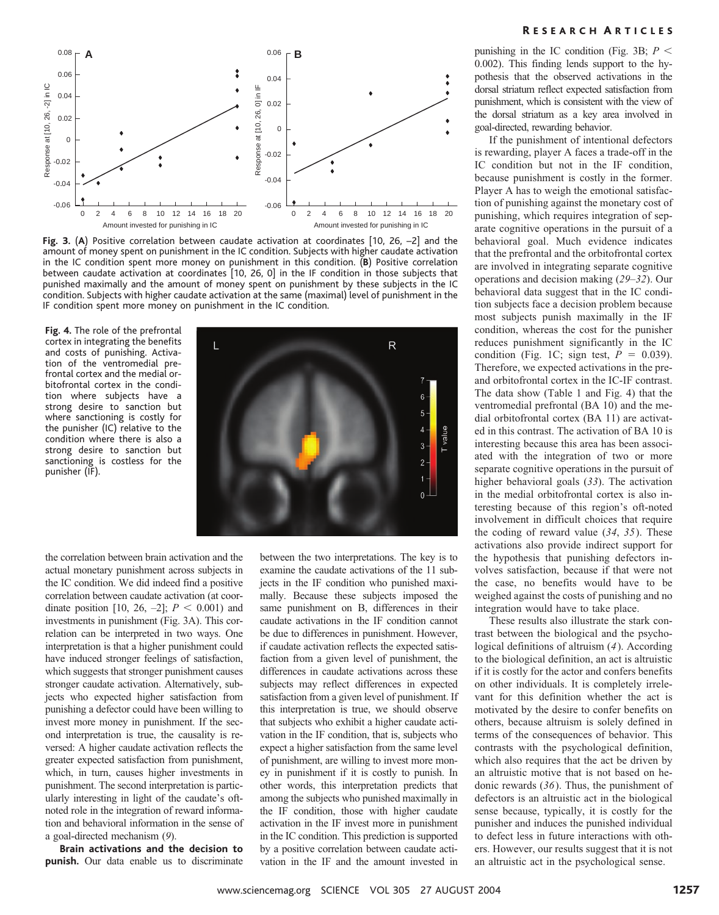0.08 A

0.06

0.04

0.02

0

-0.02

-0.04

-0.06

Response at [10, 26, -2] in IC

0 2 4 6 8 10 12 14 16 18 20

Amount invested for punishing in IC

0.06 B

0.04

0.02

0

-0.02

-0.04

-0.06

Response at [10, 26, 0] in IF

0 2 4 6 8 10 12 14 16 18 20

Amount invested for punishing in IC

**Fig. 3.** (**A**) Positive correlation between caudate activation at coordinates [10, 26, –2] and the amount of money spent on punishment in the IC condition. Subjects with higher caudate activation in the IC condition spent more money on punishment in this condition. (**B**) Positive correlation between caudate activation at coordinates [10, 26, 0] in the IF condition in those subjects that punished maximally and the amount of money spent on punishment by these subjects in the IC condition. Subjects with higher caudate activation at the same (maximal) level of punishment in the IF condition spent more money on punishment in the IC condition.

L R

7 6 5 4 3 2 1 0

T value

**Fig. 4.** The role of the prefrontal cortex in integrating the benefits and costs of punishing. Activation of the ventromedial prefrontal cortex and the medial orbitofrontal cortex in the condition where subjects have a strong desire to sanction but where sanctioning is costly for the punisher (IC) relative to the condition where there is also a strong desire to sanction but sanctioning is costless for the punisher (IF).

the correlation between brain activation and the actual monetary punishment across subjects in the IC condition. We did indeed find a positive correlation between caudate activation (at coordinate position [10, 26, –2]; $P < 0.001$) and investments in punishment (Fig. 3A). This correlation can be interpreted in two ways. One interpretation is that a higher punishment could have induced stronger feelings of satisfaction, which suggests that stronger punishment causes stronger caudate activation. Alternatively, subjects who expected higher satisfaction from punishing a defector could have been willing to invest more money in punishment. If the second interpretation is true, the causality is reversed: A higher caudate activation reflects the greater expected satisfaction from punishment, which, in turn, causes higher investments in punishment. The second interpretation is particularly interesting in light of the caudate's oft-noted role in the integration of reward information and behavioral information in the sense of a goal-directed mechanism (*9*).

**Brain activations and the decision to punish.** Our data enable us to discriminate between the two interpretations. The key is to examine the caudate activations of the 11 subjects in the IF condition who punished maximally. Because these subjects imposed the same punishment on B, differences in their caudate activations in the IF condition cannot be due to differences in punishment. However, if caudate activation reflects the expected satisfaction from a given level of punishment, the differences in caudate activations across these subjects may reflect differences in expected satisfaction from a given level of punishment. If this interpretation is true, we should observe that subjects who exhibit a higher caudate activation in the IF condition, that is, subjects who expect a higher satisfaction from the same level of punishment, are willing to invest more money in punishment if it is costly to punish. In other words, this interpretation predicts that among the subjects who punished maximally in the IF condition, those with higher caudate activation in the IF invest more in punishment in the IC condition. This prediction is supported by a positive correlation between caudate activation in the IF and the amount invested in punishing in the IC condition (Fig. 3B; $P < 0.002$). This finding lends support to the hypothesis that the observed activations in the dorsal striatum reflect expected satisfaction from punishment, which is consistent with the view of the dorsal striatum as a key area involved in goal-directed, rewarding behavior.

If the punishment of intentional defectors is rewarding, player A faces a trade-off in the IC condition but not in the IF condition, because punishment is costly in the former. Player A has to weigh the emotional satisfaction of punishing against the monetary cost of punishing, which requires integration of separate cognitive operations in the pursuit of a behavioral goal. Much evidence indicates that the prefrontal and the orbitofrontal cortex are involved in integrating separate cognitive operations and decision making (*29*–*32*). Our behavioral data suggest that in the IC condition subjects face a decision problem because most subjects punish maximally in the IF condition, whereas the cost for the punisher reduces punishment significantly in the IC condition (Fig. 1C; sign test, $P = 0.039$). Therefore, we expected activations in the pre- and orbitofrontal cortex in the IC-IF contrast. The data show (Table 1 and Fig. 4) that the ventromedial prefrontal (BA 10) and the medial orbitofrontal cortex (BA 11) are activated in this contrast. The activation of BA 10 is interesting because this area has been associated with the integration of two or more separate cognitive operations in the pursuit of higher behavioral goals (*33*). The activation in the medial orbitofrontal cortex is also interesting because of this region's oft-noted involvement in difficult choices that require the coding of reward value (*34*, *35*). These activations also provide indirect support for the hypothesis that punishing defectors involves satisfaction, because if that were not the case, no benefits would have to be weighed against the costs of punishing and no integration would have to take place.

These results also illustrate the stark contrast between the biological and the psychological definitions of altruism (*4*). According to the biological definition, an act is altruistic if it is costly for the actor and confers benefits on other individuals. It is completely irrelevant for this definition whether the act is motivated by the desire to confer benefits on others, because altruism is solely defined in terms of the consequences of behavior. This contrasts with the psychological definition, which also requires that the act be driven by an altruistic motive that is not based on hedonic rewards (*36*). Thus, the punishment of defectors is an altruistic act in the biological sense because, typically, it is costly for the punisher and induces the punished individual to defect less in future interactions with others. However, our results suggest that it is not an altruistic act in the psychological sense.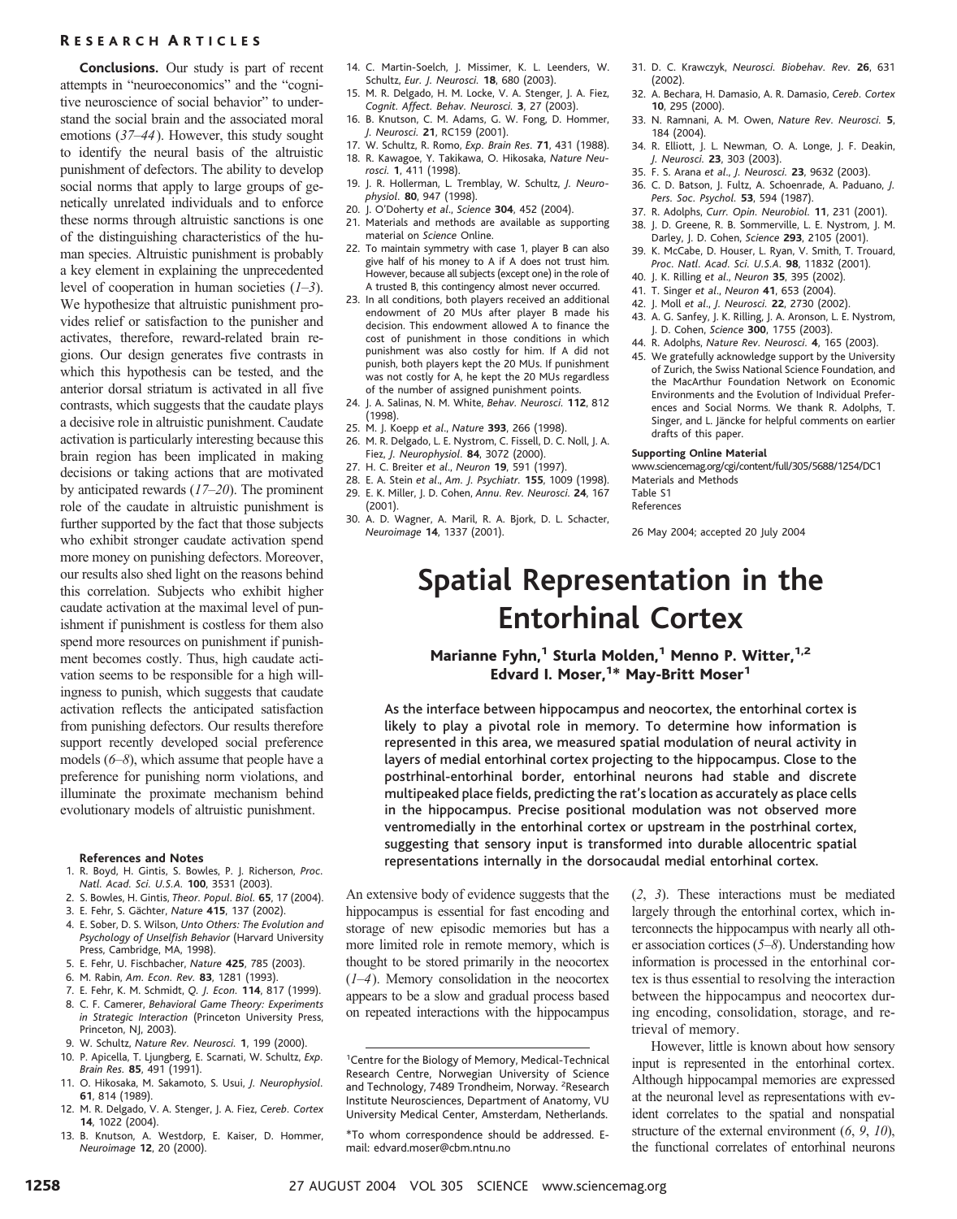**Conclusions.** Our study is part of recent attempts in "neuroeconomics" and the "cognitive neuroscience of social behavior" to understand the social brain and the associated moral emotions (*37–44*). However, this study sought to identify the neural basis of the altruistic punishment of defectors. The ability to develop social norms that apply to large groups of genetically unrelated individuals and to enforce these norms through altruistic sanctions is one of the distinguishing characteristics of the human species. Altruistic punishment is probably a key element in explaining the unprecedented level of cooperation in human societies (*1–3*). We hypothesize that altruistic punishment provides relief or satisfaction to the punisher and activates, therefore, reward-related brain regions. Our design generates five contrasts in which this hypothesis can be tested, and the anterior dorsal striatum is activated in all five contrasts, which suggests that the caudate plays a decisive role in altruistic punishment. Caudate activation is particularly interesting because this brain region has been implicated in making decisions or taking actions that are motivated by anticipated rewards (*17–20*). The prominent role of the caudate in altruistic punishment is further supported by the fact that those subjects who exhibit stronger caudate activation spend more money on punishing defectors. Moreover, our results also shed light on the reasons behind this correlation. Subjects who exhibit higher caudate activation at the maximal level of punishment if punishment is costless for them also spend more resources on punishment if punishment becomes costly. Thus, high caudate activation seems to be responsible for a high willingness to punish, which suggests that caudate activation reflects the anticipated satisfaction from punishing defectors. Our results therefore support recently developed social preference models (*6–8*), which assume that people have a preference for punishing norm violations, and illuminate the proximate mechanism behind evolutionary models of altruistic punishment.

#### References and Notes

1. R. Boyd, H. Gintis, S. Bowles, P. J. Richerson, *Proc. Natl. Acad. Sci. U.S.A.* **100**, 3531 (2003).
2. S. Bowles, H. Gintis, *Theor. Popul. Biol.* **65**, 17 (2004).
3. E. Fehr, S. Gächter, *Nature* **415**, 137 (2002).
4. E. Sober, D. S. Wilson, *Unto Others: The Evolution and Psychology of Unselfish Behavior* (Harvard University Press, Cambridge, MA, 1998).
5. E. Fehr, U. Fischbacher, *Nature* **425**, 785 (2003).
6. M. Rabin, *Am. Econ. Rev.* **83**, 1281 (1993).
7. E. Fehr, K. M. Schmidt, *Q. J. Econ.* **114**, 817 (1999).
8. C. F. Camerer, *Behavioral Game Theory: Experiments in Strategic Interaction* (Princeton University Press, Princeton, NJ, 2003).
9. W. Schultz, *Nature Rev. Neurosci.* **1**, 199 (2000).
10. P. Apicella, T. Ljungberg, E. Scarnati, W. Schultz, *Exp. Brain Res.* **85**, 491 (1991).
11. O. Hikosaka, M. Sakamoto, S. Usui, *J. Neurophysiol.* **61**, 814 (1989).
12. M. R. Delgado, V. A. Stenger, J. A. Fiez, *Cereb. Cortex* **14**, 1022 (2004).
13. B. Knutson, A. Westdorp, E. Kaiser, D. Hommer, *Neuroimage* **12**, 20 (2000).
14. C. Martin-Soelch, J. Missimer, K. L. Leenders, W. Schultz, *Eur. J. Neurosci.* **18**, 680 (2003).
15. M. R. Delgado, H. M. Locke, V. A. Stenger, J. A. Fiez, *Cognit. Affect. Behav. Neurosci.* **3**, 27 (2003).
16. B. Knutson, C. M. Adams, G. W. Fong, D. Hommer, *J. Neurosci.* **21**, RC159 (2001).
17. W. Schultz, R. Romo, *Exp. Brain Res.* **71**, 431 (1988).
18. R. Kawagoe, Y. Takikawa, O. Hikosaka, *Nature Neurosci.* **1**, 411 (1998).
19. J. R. Hollerman, L. Tremblay, W. Schultz, *J. Neurophysiol.* **80**, 947 (1998).
20. J. O'Doherty *et al.*, *Science* **304**, 452 (2004).
21. Materials and methods are available as supporting material on *Science* Online.
22. To maintain symmetry with case 1, player B can also give half of his money to A if A does not trust him. However, because all subjects (except one) in the role of A trusted B, this contingency almost never occurred.
23. In all conditions, both players received an additional endowment of 20 MUs after player B made his decision. This endowment allowed A to finance the cost of punishment in those conditions in which punishment was also costly for him. If A did not punish, both players kept the 20 MUs. If punishment was not costly for A, he kept the 20 MUs regardless of the number of assigned punishment points.
24. J. A. Salinas, N. M. White, *Behav. Neurosci.* **112**, 812 (1998).
25. M. J. Koepp *et al.*, *Nature* **393**, 266 (1998).
26. M. R. Delgado, L. E. Nystrom, C. Fissell, D. C. Noll, J. A. Fiez, *J. Neurophysiol.* **84**, 3072 (2000).
27. H. C. Breiter *et al.*, *Neuron* **19**, 591 (1997).
28. E. A. Stein *et al.*, *Am. J. Psychiatr.* **155**, 1009 (1998).
29. E. K. Miller, J. D. Cohen, *Annu. Rev. Neurosci.* **24**, 167 (2001).
30. A. D. Wagner, A. Maril, R. A. Bjork, D. L. Schacter, *Neuroimage* **14**, 1337 (2001).
31. D. C. Krawczyk, *Neurosci. Biobehav. Rev.* **26**, 631 (2002).
32. A. Bechara, H. Damasio, A. R. Damasio, *Cereb. Cortex* **10**, 295 (2000).
33. N. Ramnani, A. M. Owen, *Nature Rev. Neurosci.* **5**, 184 (2004).
34. R. Elliott, J. L. Newman, O. A. Longe, J. F. Deakin, *J. Neurosci.* **23**, 303 (2003).
35. F. S. Arana *et al.*, *J. Neurosci.* **23**, 9632 (2003).
36. C. D. Batson, J. Fultz, A. Schoenrade, A. Paduano, *J. Pers. Soc. Psychol.* **53**, 594 (1987).
37. R. Adolphs, *Curr. Opin. Neurobiol.* **11**, 231 (2001).
38. J. D. Greene, R. B. Sommerville, L. E. Nystrom, J. M. Darley, J. D. Cohen, *Science* **293**, 2105 (2001).
39. K. McCabe, D. Houser, L. Ryan, V. Smith, T. Trouard, *Proc. Natl. Acad. Sci. U.S.A.* **98**, 11832 (2001).
40. J. K. Rilling *et al.*, *Neuron* **35**, 395 (2002).
41. T. Singer *et al.*, *Neuron* **41**, 653 (2004).
42. J. Moll *et al.*, *J. Neurosci.* **22**, 2730 (2002).
43. A. G. Sanfey, J. K. Rilling, J. A. Aronson, L. E. Nystrom, J. D. Cohen, *Science* **300**, 1755 (2003).
44. R. Adolphs, *Nature Rev. Neurosci.* **4**, 165 (2003).
45. We gratefully acknowledge support by the University of Zurich, the Swiss National Science Foundation, and the MacArthur Foundation Network on Economic Environments and the Evolution of Individual Preferences and Social Norms. We thank R. Adolphs, T. Singer, and L. Jäncke for helpful comments on earlier drafts of this paper.

**Supporting Online Material**
www.sciencemag.org/cgi/content/full/305/5688/1254/DC1
Materials and Methods
Table S1
References

26 May 2004; accepted 20 July 2004

# Spatial Representation in the Entorhinal Cortex

**Marianne Fyhn,[1] Sturla Molden,[1] Menno P. Witter,[1,2] Edvard I. Moser,[1]\* May-Britt Moser[1]**

As the interface between hippocampus and neocortex, the entorhinal cortex is likely to play a pivotal role in memory. To determine how information is represented in this area, we measured spatial modulation of neural activity in layers of medial entorhinal cortex projecting to the hippocampus. Close to the postrhinal-entorhinal border, entorhinal neurons had stable and discrete multipeaked place fields, predicting the rat's location as accurately as place cells in the hippocampus. Precise positional modulation was not observed more ventromedially in the entorhinal cortex or upstream in the postrhinal cortex, suggesting that sensory input is transformed into durable allocentric spatial representations internally in the dorsocaudal medial entorhinal cortex.

An extensive body of evidence suggests that the hippocampus is essential for fast encoding and storage of new episodic memories but has a more limited role in remote memory, which is thought to be stored primarily in the neocortex (*1–4*). Memory consolidation in the neocortex appears to be a slow and gradual process based on repeated interactions with the hippocampus (*2*, *3*). These interactions must be mediated largely through the entorhinal cortex, which interconnects the hippocampus with nearly all other association cortices (*5–8*). Understanding how information is processed in the entorhinal cortex is thus essential to resolving the interaction between the hippocampus and neocortex during encoding, consolidation, storage, and retrieval of memory.

However, little is known about how sensory input is represented in the entorhinal cortex. Although hippocampal memories are expressed at the neuronal level as representations with evident correlates to the spatial and nonspatial structure of the external environment (*6*, *9*, *10*), the functional correlates of entorhinal neurons

[1]Centre for the Biology of Memory, Medical-Technical Research Centre, Norwegian University of Science and Technology, 7489 Trondheim, Norway. [2]Research Institute Neurosciences, Department of Anatomy, VU University Medical Center, Amsterdam, Netherlands.

\*To whom correspondence should be addressed. E-mail: edvard.moser@cbm.ntnu.no